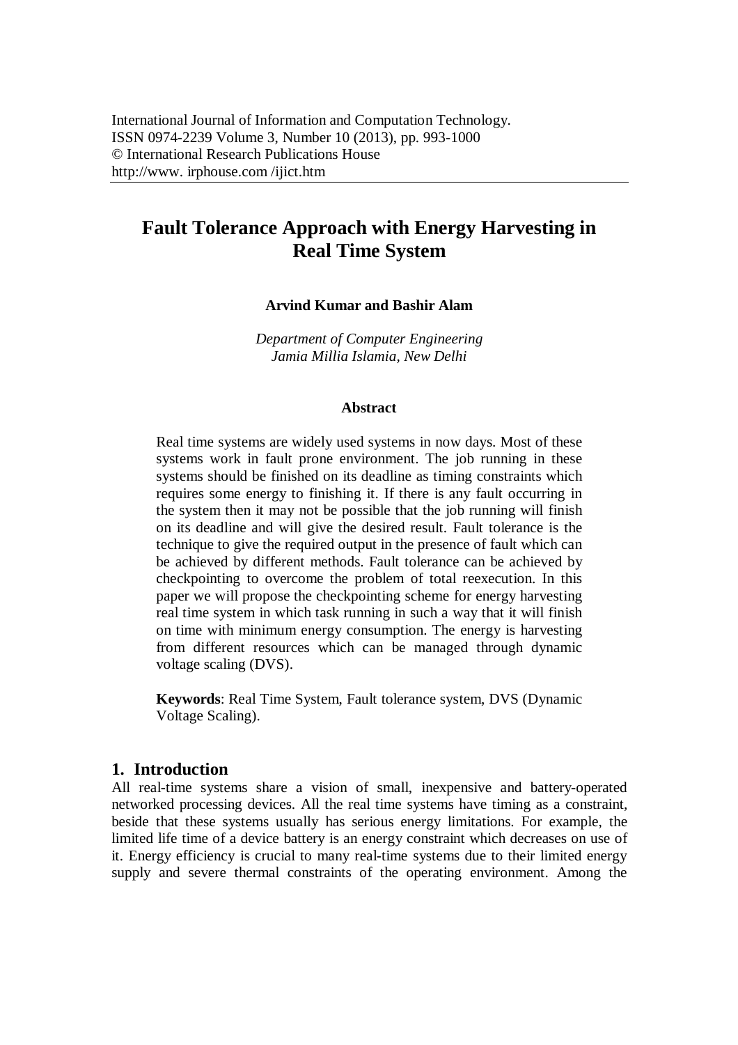International Journal of Information and Computation Technology.
ISSN 0974-2239 Volume 3, Number 10 (2013), pp. 993-1000
© International Research Publications House
http://www. irphouse.com /ijict.htm

# Fault Tolerance Approach with Energy Harvesting in Real Time System

**Arvind Kumar and Bashir Alam**

*Department of Computer Engineering*
*Jamia Millia Islamia, New Delhi*

### Abstract

Real time systems are widely used systems in now days. Most of these systems work in fault prone environment. The job running in these systems should be finished on its deadline as timing constraints which requires some energy to finishing it. If there is any fault occurring in the system then it may not be possible that the job running will finish on its deadline and will give the desired result. Fault tolerance is the technique to give the required output in the presence of fault which can be achieved by different methods. Fault tolerance can be achieved by checkpointing to overcome the problem of total reexecution. In this paper we will propose the checkpointing scheme for energy harvesting real time system in which task running in such a way that it will finish on time with minimum energy consumption. The energy is harvesting from different resources which can be managed through dynamic voltage scaling (DVS).

**Keywords**: Real Time System, Fault tolerance system, DVS (Dynamic Voltage Scaling).

## 1. Introduction

All real-time systems share a vision of small, inexpensive and battery-operated networked processing devices. All the real time systems have timing as a constraint, beside that these systems usually has serious energy limitations. For example, the limited life time of a device battery is an energy constraint which decreases on use of it. Energy efficiency is crucial to many real-time systems due to their limited energy supply and severe thermal constraints of the operating environment. Among the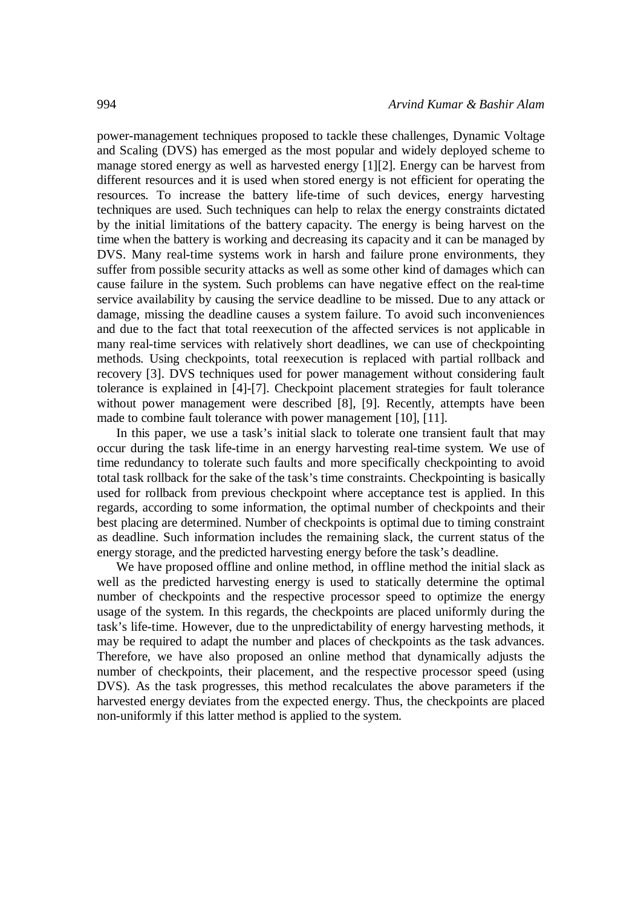power-management techniques proposed to tackle these challenges, Dynamic Voltage and Scaling (DVS) has emerged as the most popular and widely deployed scheme to manage stored energy as well as harvested energy [1][2]. Energy can be harvest from different resources and it is used when stored energy is not efficient for operating the resources. To increase the battery life-time of such devices, energy harvesting techniques are used. Such techniques can help to relax the energy constraints dictated by the initial limitations of the battery capacity. The energy is being harvest on the time when the battery is working and decreasing its capacity and it can be managed by DVS. Many real-time systems work in harsh and failure prone environments, they suffer from possible security attacks as well as some other kind of damages which can cause failure in the system. Such problems can have negative effect on the real-time service availability by causing the service deadline to be missed. Due to any attack or damage, missing the deadline causes a system failure. To avoid such inconveniences and due to the fact that total reexecution of the affected services is not applicable in many real-time services with relatively short deadlines, we can use of checkpointing methods. Using checkpoints, total reexecution is replaced with partial rollback and recovery [3]. DVS techniques used for power management without considering fault tolerance is explained in [4]-[7]. Checkpoint placement strategies for fault tolerance without power management were described [8], [9]. Recently, attempts have been made to combine fault tolerance with power management [10], [11].

In this paper, we use a task's initial slack to tolerate one transient fault that may occur during the task life-time in an energy harvesting real-time system. We use of time redundancy to tolerate such faults and more specifically checkpointing to avoid total task rollback for the sake of the task's time constraints. Checkpointing is basically used for rollback from previous checkpoint where acceptance test is applied. In this regards, according to some information, the optimal number of checkpoints and their best placing are determined. Number of checkpoints is optimal due to timing constraint as deadline. Such information includes the remaining slack, the current status of the energy storage, and the predicted harvesting energy before the task's deadline.

We have proposed offline and online method, in offline method the initial slack as well as the predicted harvesting energy is used to statically determine the optimal number of checkpoints and the respective processor speed to optimize the energy usage of the system. In this regards, the checkpoints are placed uniformly during the task's life-time. However, due to the unpredictability of energy harvesting methods, it may be required to adapt the number and places of checkpoints as the task advances. Therefore, we have also proposed an online method that dynamically adjusts the number of checkpoints, their placement, and the respective processor speed (using DVS). As the task progresses, this method recalculates the above parameters if the harvested energy deviates from the expected energy. Thus, the checkpoints are placed non-uniformly if this latter method is applied to the system.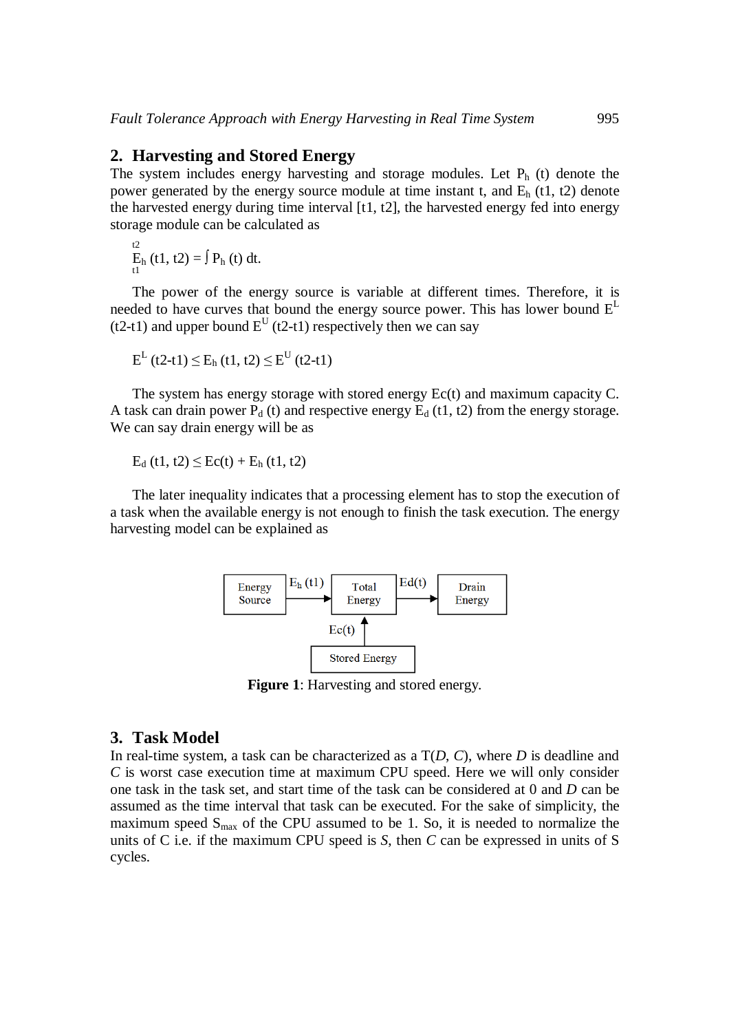## 2. Harvesting and Stored Energy

The system includes energy harvesting and storage modules. Let $P_h$ (t) denote the power generated by the energy source module at time instant t, and $E_h$ (t1, t2) denote the harvested energy during time interval [t1, t2], the harvested energy fed into energy storage module can be calculated as

$$E_h\,(t1, t2) = \int_{t1}^{t2} P_h\,(t)\,dt.$$

The power of the energy source is variable at different times. Therefore, it is needed to have curves that bound the energy source power. This has lower bound $E^L$ (t2-t1) and upper bound $E^U$ (t2-t1) respectively then we can say

$$E^L\,(t2\text{-}t1) \leq E_h\,(t1, t2) \leq E^U\,(t2\text{-}t1)$$

The system has energy storage with stored energy Ec(t) and maximum capacity C. A task can drain power $P_d$ (t) and respective energy $E_d$ (t1, t2) from the energy storage. We can say drain energy will be as

$$E_d\,(t1, t2) \leq Ec(t) + E_h\,(t1, t2)$$

The later inequality indicates that a processing element has to stop the execution of a task when the available energy is not enough to finish the task execution. The energy harvesting model can be explained as

Energy Source → $E_h$ (t1) → Total Energy → Ed(t) → Drain Energy

Stored Energy → Ec(t) → Total Energy

**Figure 1**: Harvesting and stored energy.

## 3. Task Model

In real-time system, a task can be characterized as a T(*D*, *C*), where *D* is deadline and *C* is worst case execution time at maximum CPU speed. Here we will only consider one task in the task set, and start time of the task can be considered at 0 and *D* can be assumed as the time interval that task can be executed. For the sake of simplicity, the maximum speed $S_{max}$ of the CPU assumed to be 1. So, it is needed to normalize the units of C i.e. if the maximum CPU speed is *S*, then *C* can be expressed in units of S cycles.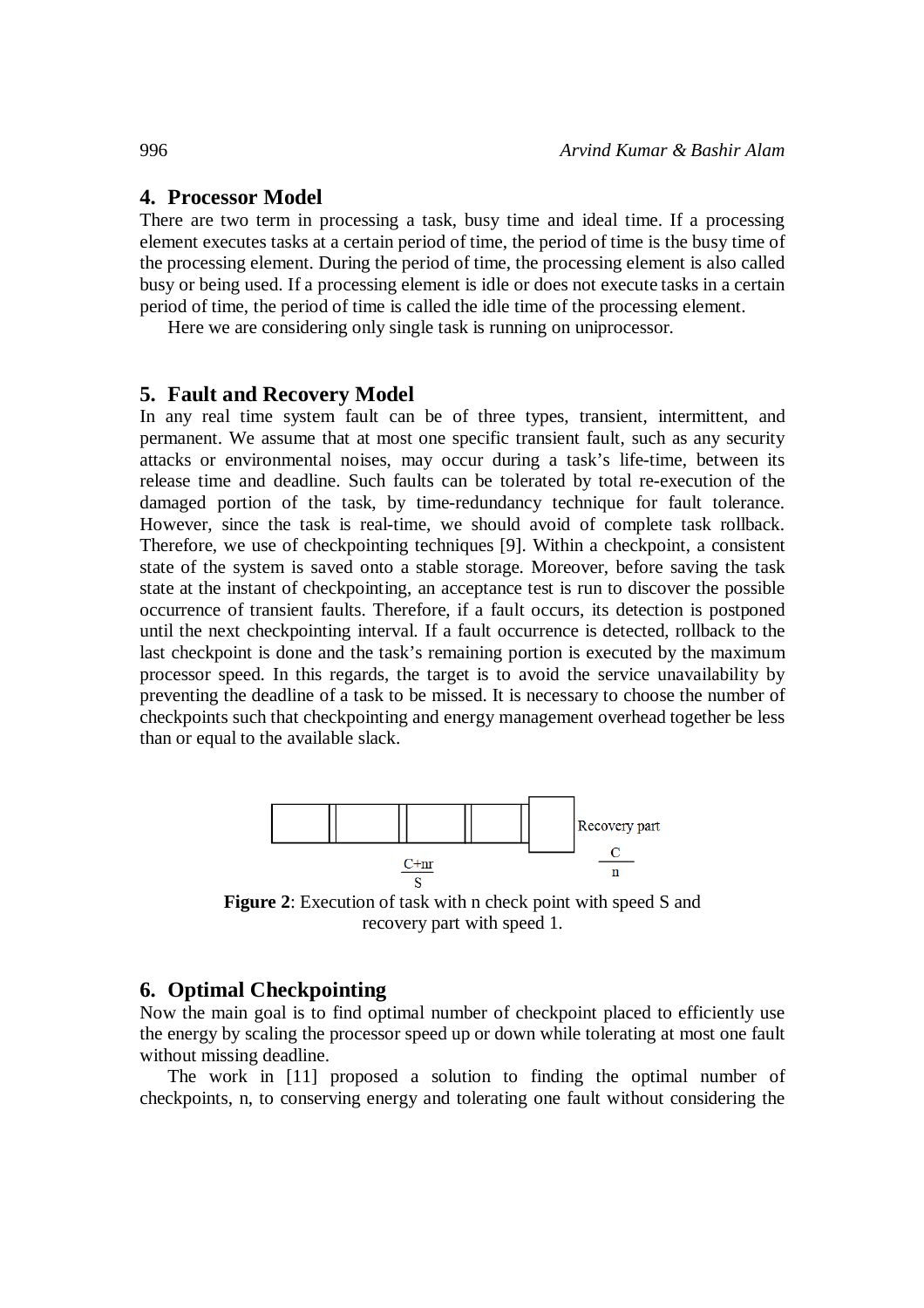## 4. Processor Model

There are two term in processing a task, busy time and ideal time. If a processing element executes tasks at a certain period of time, the period of time is the busy time of the processing element. During the period of time, the processing element is also called busy or being used. If a processing element is idle or does not execute tasks in a certain period of time, the period of time is called the idle time of the processing element.

Here we are considering only single task is running on uniprocessor.

## 5. Fault and Recovery Model

In any real time system fault can be of three types, transient, intermittent, and permanent. We assume that at most one specific transient fault, such as any security attacks or environmental noises, may occur during a task's life-time, between its release time and deadline. Such faults can be tolerated by total re-execution of the damaged portion of the task, by time-redundancy technique for fault tolerance. However, since the task is real-time, we should avoid of complete task rollback. Therefore, we use of checkpointing techniques [9]. Within a checkpoint, a consistent state of the system is saved onto a stable storage. Moreover, before saving the task state at the instant of checkpointing, an acceptance test is run to discover the possible occurrence of transient faults. Therefore, if a fault occurs, its detection is postponed until the next checkpointing interval. If a fault occurrence is detected, rollback to the last checkpoint is done and the task's remaining portion is executed by the maximum processor speed. In this regards, the target is to avoid the service unavailability by preventing the deadline of a task to be missed. It is necessary to choose the number of checkpoints such that checkpointing and energy management overhead together be less than or equal to the available slack.

Recovery part

$\frac{C+nr}{S}$ $\frac{C}{n}$

**Figure 2**: Execution of task with n check point with speed S and recovery part with speed 1.

## 6. Optimal Checkpointing

Now the main goal is to find optimal number of checkpoint placed to efficiently use the energy by scaling the processor speed up or down while tolerating at most one fault without missing deadline.

The work in [11] proposed a solution to finding the optimal number of checkpoints, n, to conserving energy and tolerating one fault without considering the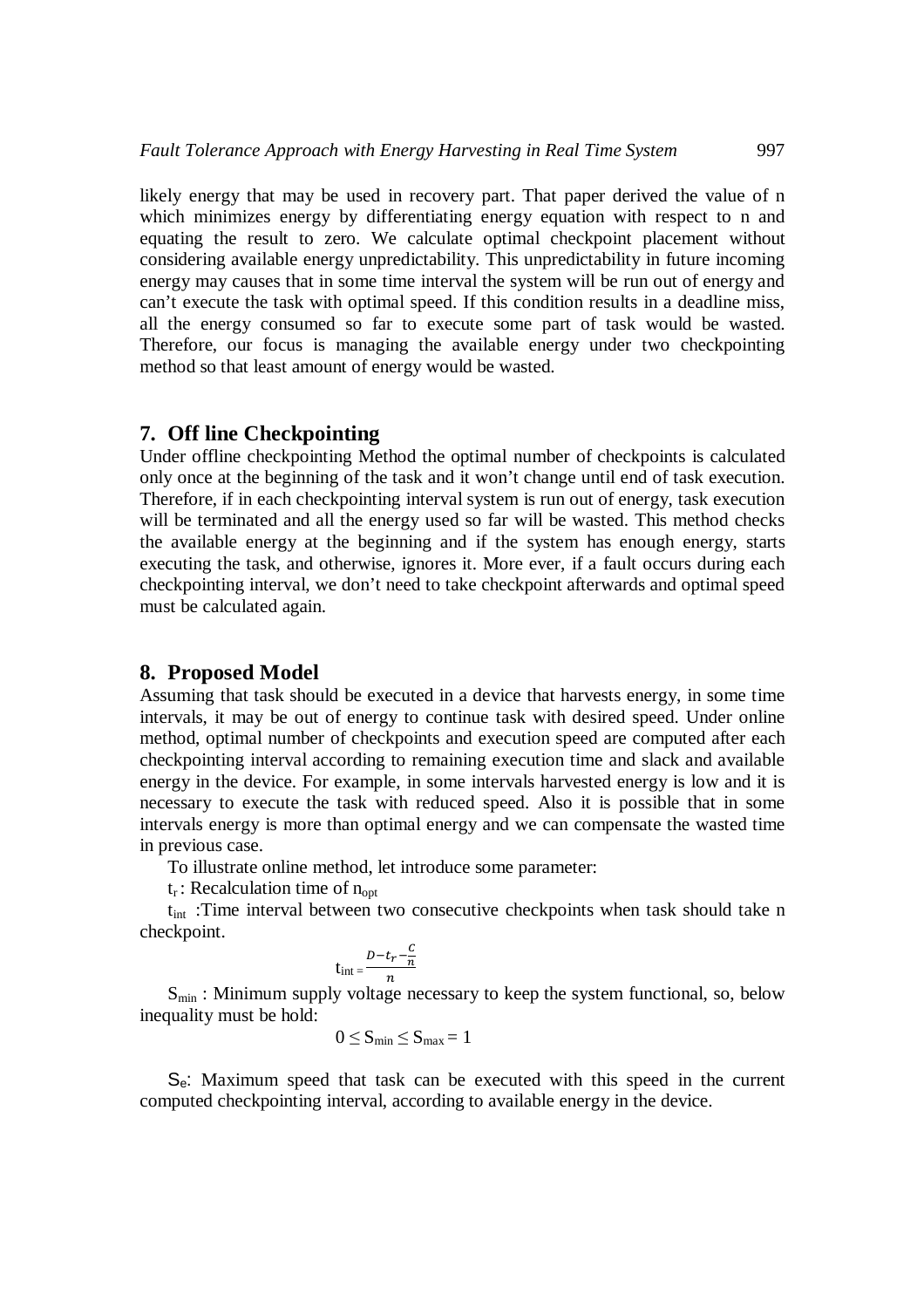likely energy that may be used in recovery part. That paper derived the value of n which minimizes energy by differentiating energy equation with respect to n and equating the result to zero. We calculate optimal checkpoint placement without considering available energy unpredictability. This unpredictability in future incoming energy may causes that in some time interval the system will be run out of energy and can't execute the task with optimal speed. If this condition results in a deadline miss, all the energy consumed so far to execute some part of task would be wasted. Therefore, our focus is managing the available energy under two checkpointing method so that least amount of energy would be wasted.

## 7. Off line Checkpointing

Under offline checkpointing Method the optimal number of checkpoints is calculated only once at the beginning of the task and it won't change until end of task execution. Therefore, if in each checkpointing interval system is run out of energy, task execution will be terminated and all the energy used so far will be wasted. This method checks the available energy at the beginning and if the system has enough energy, starts executing the task, and otherwise, ignores it. More ever, if a fault occurs during each checkpointing interval, we don't need to take checkpoint afterwards and optimal speed must be calculated again.

## 8. Proposed Model

Assuming that task should be executed in a device that harvests energy, in some time intervals, it may be out of energy to continue task with desired speed. Under online method, optimal number of checkpoints and execution speed are computed after each checkpointing interval according to remaining execution time and slack and available energy in the device. For example, in some intervals harvested energy is low and it is necessary to execute the task with reduced speed. Also it is possible that in some intervals energy is more than optimal energy and we can compensate the wasted time in previous case.

To illustrate online method, let introduce some parameter:

$t_r$ : Recalculation time of $n_{opt}$

$t_{int}$ :Time interval between two consecutive checkpoints when task should take n checkpoint.

$$t_{int} = \frac{D - t_r - \frac{C}{n}}{n}$$

$S_{min}$ : Minimum supply voltage necessary to keep the system functional, so, below inequality must be hold:

$$0 \leq S_{min} \leq S_{max} = 1$$

$S_e$: Maximum speed that task can be executed with this speed in the current computed checkpointing interval, according to available energy in the device.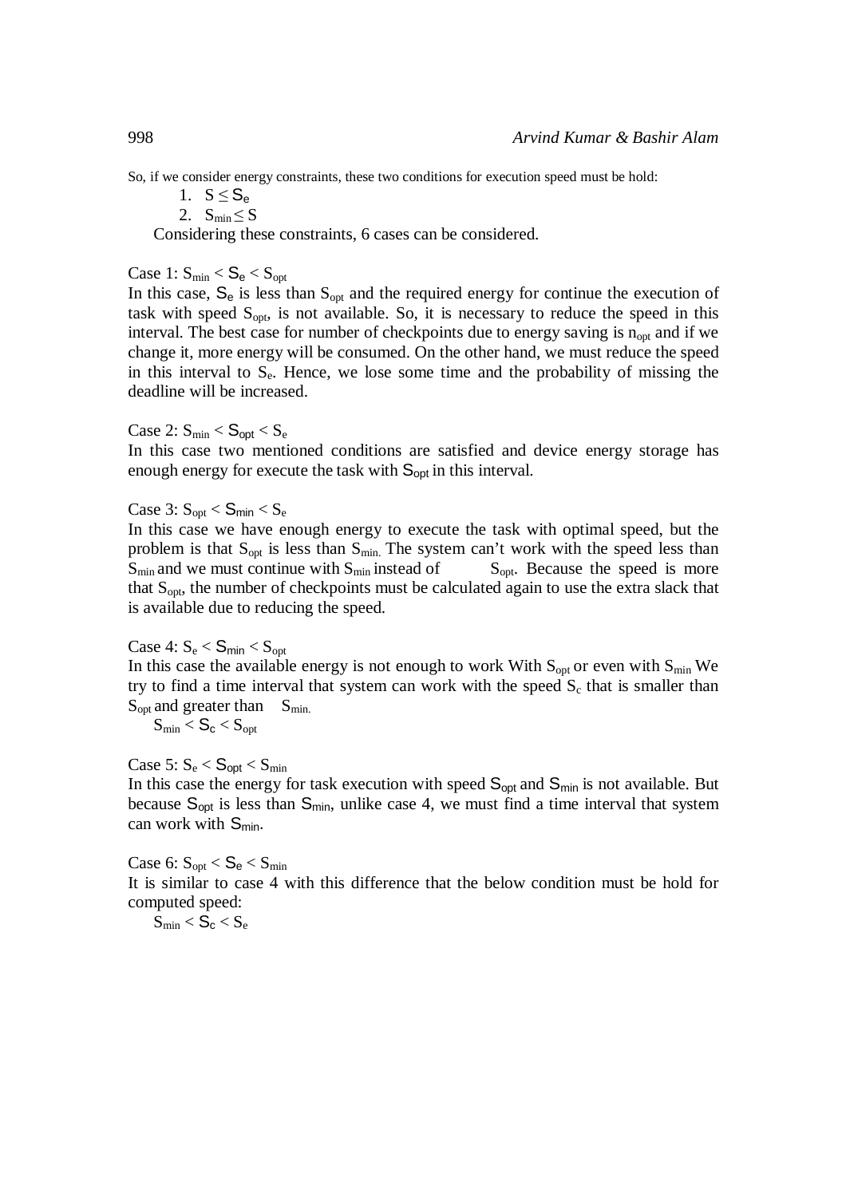So, if we consider energy constraints, these two conditions for execution speed must be hold:

1. $S \leq S_e$
2. $S_{min} \leq S$

Considering these constraints, 6 cases can be considered.

Case 1: $S_{min} < S_e < S_{opt}$

In this case, $S_e$ is less than $S_{opt}$ and the required energy for continue the execution of task with speed $S_{opt}$, is not available. So, it is necessary to reduce the speed in this interval. The best case for number of checkpoints due to energy saving is $n_{opt}$ and if we change it, more energy will be consumed. On the other hand, we must reduce the speed in this interval to $S_e$. Hence, we lose some time and the probability of missing the deadline will be increased.

Case 2: $S_{min} < S_{opt} < S_e$

In this case two mentioned conditions are satisfied and device energy storage has enough energy for execute the task with $S_{opt}$ in this interval.

Case 3: $S_{opt} < S_{min} < S_e$

In this case we have enough energy to execute the task with optimal speed, but the problem is that $S_{opt}$ is less than $S_{min}$. The system can't work with the speed less than $S_{min}$ and we must continue with $S_{min}$ instead of $S_{opt}$. Because the speed is more that $S_{opt}$, the number of checkpoints must be calculated again to use the extra slack that is available due to reducing the speed.

Case 4: $S_e < S_{min} < S_{opt}$

In this case the available energy is not enough to work With $S_{opt}$ or even with $S_{min}$ We try to find a time interval that system can work with the speed $S_c$ that is smaller than $S_{opt}$ and greater than $S_{min}$.

$S_{min} < S_c < S_{opt}$

Case 5: $S_e < S_{opt} < S_{min}$

In this case the energy for task execution with speed $S_{opt}$ and $S_{min}$ is not available. But because $S_{opt}$ is less than $S_{min}$, unlike case 4, we must find a time interval that system can work with $S_{min}$.

Case 6: $S_{opt} < S_e < S_{min}$

It is similar to case 4 with this difference that the below condition must be hold for computed speed:

$S_{min} < S_c < S_e$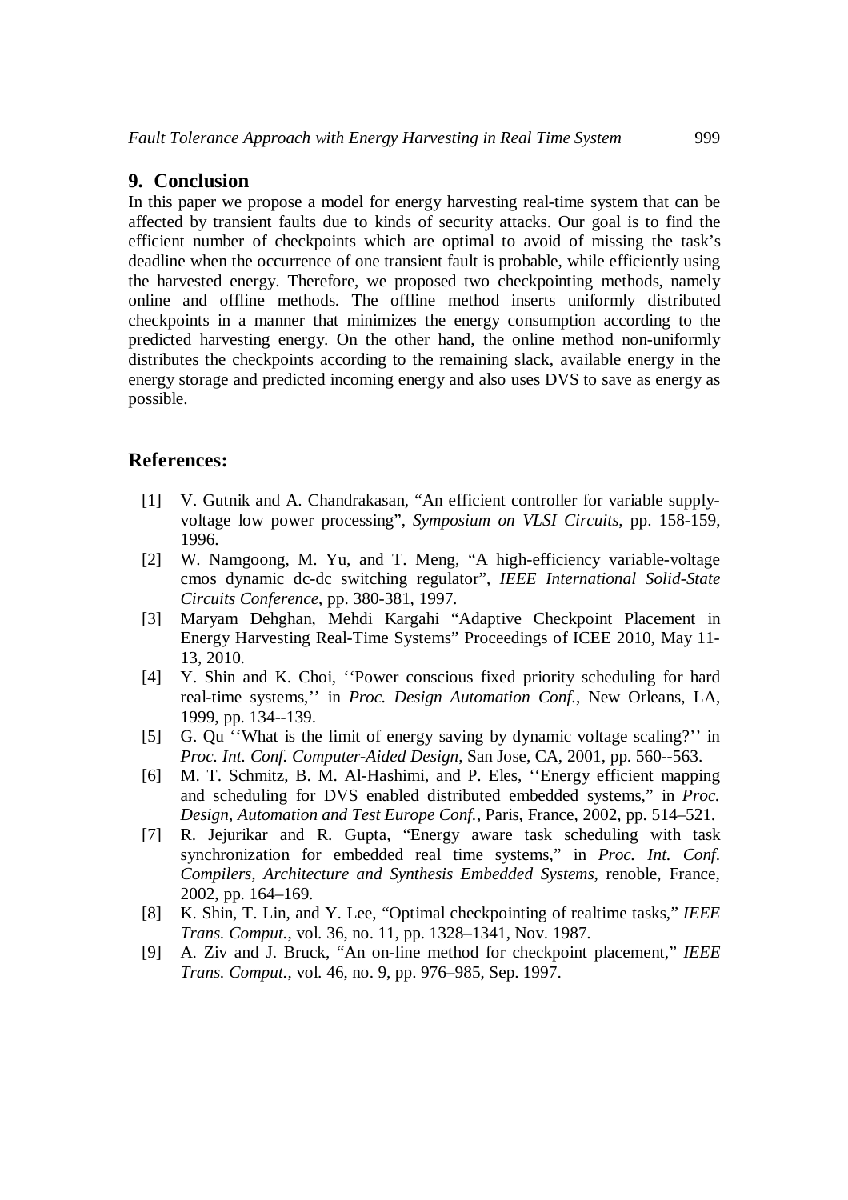## 9. Conclusion

In this paper we propose a model for energy harvesting real-time system that can be affected by transient faults due to kinds of security attacks. Our goal is to find the efficient number of checkpoints which are optimal to avoid of missing the task's deadline when the occurrence of one transient fault is probable, while efficiently using the harvested energy. Therefore, we proposed two checkpointing methods, namely online and offline methods. The offline method inserts uniformly distributed checkpoints in a manner that minimizes the energy consumption according to the predicted harvesting energy. On the other hand, the online method non-uniformly distributes the checkpoints according to the remaining slack, available energy in the energy storage and predicted incoming energy and also uses DVS to save as energy as possible.

## References:

[1] V. Gutnik and A. Chandrakasan, "An efficient controller for variable supply-voltage low power processing", *Symposium on VLSI Circuits*, pp. 158-159, 1996.

[2] W. Namgoong, M. Yu, and T. Meng, "A high-efficiency variable-voltage cmos dynamic dc-dc switching regulator", *IEEE International Solid-State Circuits Conference*, pp. 380-381, 1997.

[3] Maryam Dehghan, Mehdi Kargahi "Adaptive Checkpoint Placement in Energy Harvesting Real-Time Systems" Proceedings of ICEE 2010, May 11-13, 2010.

[4] Y. Shin and K. Choi, ''Power conscious fixed priority scheduling for hard real-time systems,'' in *Proc. Design Automation Conf.*, New Orleans, LA, 1999, pp. 134--139.

[5] G. Qu ''What is the limit of energy saving by dynamic voltage scaling?'' in *Proc. Int. Conf. Computer-Aided Design*, San Jose, CA, 2001, pp. 560--563.

[6] M. T. Schmitz, B. M. Al-Hashimi, and P. Eles, ''Energy efficient mapping and scheduling for DVS enabled distributed embedded systems," in *Proc. Design, Automation and Test Europe Conf.*, Paris, France, 2002, pp. 514–521.

[7] R. Jejurikar and R. Gupta, "Energy aware task scheduling with task synchronization for embedded real time systems," in *Proc. Int. Conf. Compilers, Architecture and Synthesis Embedded Systems*, renoble, France, 2002, pp. 164–169.

[8] K. Shin, T. Lin, and Y. Lee, "Optimal checkpointing of realtime tasks," *IEEE Trans. Comput.*, vol. 36, no. 11, pp. 1328–1341, Nov. 1987.

[9] A. Ziv and J. Bruck, "An on-line method for checkpoint placement," *IEEE Trans. Comput.*, vol. 46, no. 9, pp. 976–985, Sep. 1997.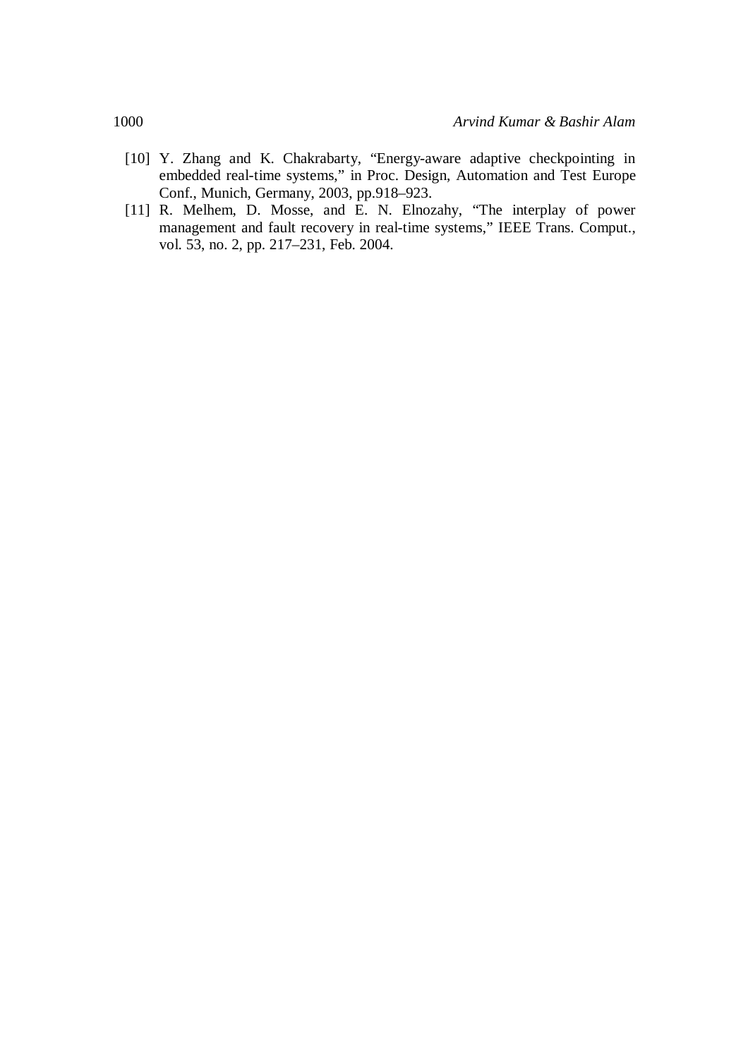[10] Y. Zhang and K. Chakrabarty, "Energy-aware adaptive checkpointing in embedded real-time systems," in Proc. Design, Automation and Test Europe Conf., Munich, Germany, 2003, pp.918–923.

[11] R. Melhem, D. Mosse, and E. N. Elnozahy, "The interplay of power management and fault recovery in real-time systems," IEEE Trans. Comput., vol. 53, no. 2, pp. 217–231, Feb. 2004.